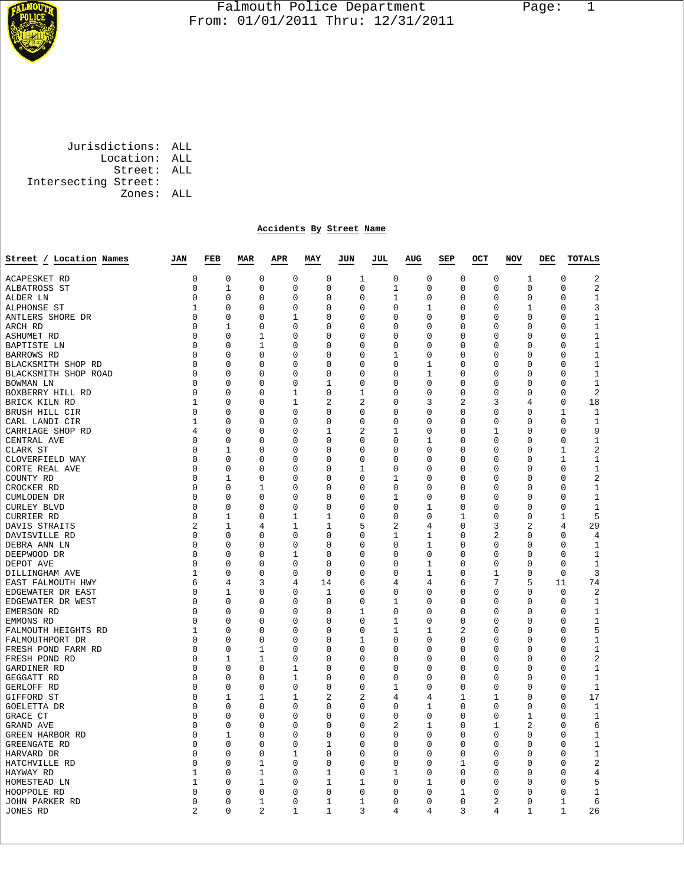# Falmouth Police Department

From: 01/01/2011 Thru: 12/31/2011

Jurisdictions: ALL
Location: ALL
Street: ALL
Intersecting Street:
Zones: ALL

## Accidents By Street Name

| Street / Location Names | JAN | FEB | MAR | APR | MAY | JUN | JUL | AUG | SEP | OCT | NOV | DEC | TOTALS |
|---|---|---|---|---|---|---|---|---|---|---|---|---|---|
| ACAPESKET RD | 0 | 0 | 0 | 0 | 0 | 1 | 0 | 0 | 0 | 0 | 1 | 0 | 2 |
| ALBATROSS ST | 0 | 1 | 0 | 0 | 0 | 0 | 1 | 0 | 0 | 0 | 0 | 0 | 2 |
| ALDER LN | 0 | 0 | 0 | 0 | 0 | 0 | 1 | 0 | 0 | 0 | 0 | 0 | 1 |
| ALPHONSE ST | 1 | 0 | 0 | 0 | 0 | 0 | 0 | 1 | 0 | 0 | 1 | 0 | 3 |
| ANTLERS SHORE DR | 0 | 0 | 0 | 1 | 0 | 0 | 0 | 0 | 0 | 0 | 0 | 0 | 1 |
| ARCH RD | 0 | 1 | 0 | 0 | 0 | 0 | 0 | 0 | 0 | 0 | 0 | 0 | 1 |
| ASHUMET RD | 0 | 0 | 1 | 0 | 0 | 0 | 0 | 0 | 0 | 0 | 0 | 0 | 1 |
| BAPTISTE LN | 0 | 0 | 1 | 0 | 0 | 0 | 0 | 0 | 0 | 0 | 0 | 0 | 1 |
| BARROWS RD | 0 | 0 | 0 | 0 | 0 | 0 | 1 | 0 | 0 | 0 | 0 | 0 | 1 |
| BLACKSMITH SHOP RD | 0 | 0 | 0 | 0 | 0 | 0 | 0 | 1 | 0 | 0 | 0 | 0 | 1 |
| BLACKSMITH SHOP ROAD | 0 | 0 | 0 | 0 | 0 | 0 | 0 | 1 | 0 | 0 | 0 | 0 | 1 |
| BOWMAN LN | 0 | 0 | 0 | 0 | 1 | 0 | 0 | 0 | 0 | 0 | 0 | 0 | 1 |
| BOXBERRY HILL RD | 0 | 0 | 0 | 1 | 0 | 1 | 0 | 0 | 0 | 0 | 0 | 0 | 2 |
| BRICK KILN RD | 1 | 0 | 0 | 1 | 2 | 2 | 0 | 3 | 2 | 3 | 4 | 0 | 18 |
| BRUSH HILL CIR | 0 | 0 | 0 | 0 | 0 | 0 | 0 | 0 | 0 | 0 | 0 | 1 | 1 |
| CARL LANDI CIR | 1 | 0 | 0 | 0 | 0 | 0 | 0 | 0 | 0 | 0 | 0 | 0 | 1 |
| CARRIAGE SHOP RD | 4 | 0 | 0 | 0 | 1 | 2 | 1 | 0 | 0 | 1 | 0 | 0 | 9 |
| CENTRAL AVE | 0 | 0 | 0 | 0 | 0 | 0 | 0 | 1 | 0 | 0 | 0 | 0 | 1 |
| CLARK ST | 0 | 1 | 0 | 0 | 0 | 0 | 0 | 0 | 0 | 0 | 0 | 1 | 2 |
| CLOVERFIELD WAY | 0 | 0 | 0 | 0 | 0 | 0 | 0 | 0 | 0 | 0 | 0 | 1 | 1 |
| CORTE REAL AVE | 0 | 0 | 0 | 0 | 0 | 1 | 0 | 0 | 0 | 0 | 0 | 0 | 1 |
| COUNTY RD | 0 | 1 | 0 | 0 | 0 | 0 | 1 | 0 | 0 | 0 | 0 | 0 | 2 |
| CROCKER RD | 0 | 0 | 1 | 0 | 0 | 0 | 0 | 0 | 0 | 0 | 0 | 0 | 1 |
| CUMLODEN DR | 0 | 0 | 0 | 0 | 0 | 0 | 1 | 0 | 0 | 0 | 0 | 0 | 1 |
| CURLEY BLVD | 0 | 0 | 0 | 0 | 0 | 0 | 0 | 1 | 0 | 0 | 0 | 0 | 1 |
| CURRIER RD | 0 | 1 | 0 | 1 | 1 | 0 | 0 | 0 | 1 | 0 | 0 | 1 | 5 |
| DAVIS STRAITS | 2 | 1 | 4 | 1 | 1 | 5 | 2 | 4 | 0 | 3 | 2 | 4 | 29 |
| DAVISVILLE RD | 0 | 0 | 0 | 0 | 0 | 0 | 1 | 1 | 0 | 2 | 0 | 0 | 4 |
| DEBRA ANN LN | 0 | 0 | 0 | 0 | 0 | 0 | 0 | 1 | 0 | 0 | 0 | 0 | 1 |
| DEEPWOOD DR | 0 | 0 | 0 | 1 | 0 | 0 | 0 | 0 | 0 | 0 | 0 | 0 | 1 |
| DEPOT AVE | 0 | 0 | 0 | 0 | 0 | 0 | 0 | 1 | 0 | 0 | 0 | 0 | 1 |
| DILLINGHAM AVE | 1 | 0 | 0 | 0 | 0 | 0 | 0 | 1 | 0 | 1 | 0 | 0 | 3 |
| EAST FALMOUTH HWY | 6 | 4 | 3 | 4 | 14 | 6 | 4 | 4 | 6 | 7 | 5 | 11 | 74 |
| EDGEWATER DR EAST | 0 | 1 | 0 | 0 | 1 | 0 | 0 | 0 | 0 | 0 | 0 | 0 | 2 |
| EDGEWATER DR WEST | 0 | 0 | 0 | 0 | 0 | 0 | 1 | 0 | 0 | 0 | 0 | 0 | 1 |
| EMERSON RD | 0 | 0 | 0 | 0 | 0 | 1 | 0 | 0 | 0 | 0 | 0 | 0 | 1 |
| EMMONS RD | 0 | 0 | 0 | 0 | 0 | 0 | 1 | 0 | 0 | 0 | 0 | 0 | 1 |
| FALMOUTH HEIGHTS RD | 1 | 0 | 0 | 0 | 0 | 0 | 1 | 1 | 2 | 0 | 0 | 0 | 5 |
| FALMOUTHPORT DR | 0 | 0 | 0 | 0 | 0 | 1 | 0 | 0 | 0 | 0 | 0 | 0 | 1 |
| FRESH POND FARM RD | 0 | 0 | 1 | 0 | 0 | 0 | 0 | 0 | 0 | 0 | 0 | 0 | 1 |
| FRESH POND RD | 0 | 1 | 1 | 0 | 0 | 0 | 0 | 0 | 0 | 0 | 0 | 0 | 2 |
| GARDINER RD | 0 | 0 | 0 | 1 | 0 | 0 | 0 | 0 | 0 | 0 | 0 | 0 | 1 |
| GEGGATT RD | 0 | 0 | 0 | 1 | 0 | 0 | 0 | 0 | 0 | 0 | 0 | 0 | 1 |
| GERLOFF RD | 0 | 0 | 0 | 0 | 0 | 0 | 1 | 0 | 0 | 0 | 0 | 0 | 1 |
| GIFFORD ST | 0 | 1 | 1 | 1 | 2 | 2 | 4 | 4 | 1 | 1 | 0 | 0 | 17 |
| GOELETTA DR | 0 | 0 | 0 | 0 | 0 | 0 | 0 | 1 | 0 | 0 | 0 | 0 | 1 |
| GRACE CT | 0 | 0 | 0 | 0 | 0 | 0 | 0 | 0 | 0 | 0 | 1 | 0 | 1 |
| GRAND AVE | 0 | 0 | 0 | 0 | 0 | 0 | 2 | 1 | 0 | 1 | 2 | 0 | 6 |
| GREEN HARBOR RD | 0 | 1 | 0 | 0 | 0 | 0 | 0 | 0 | 0 | 0 | 0 | 0 | 1 |
| GREENGATE RD | 0 | 0 | 0 | 0 | 1 | 0 | 0 | 0 | 0 | 0 | 0 | 0 | 1 |
| HARVARD DR | 0 | 0 | 0 | 1 | 0 | 0 | 0 | 0 | 0 | 0 | 0 | 0 | 1 |
| HATCHVILLE RD | 0 | 0 | 1 | 0 | 0 | 0 | 0 | 0 | 1 | 0 | 0 | 0 | 2 |
| HAYWAY RD | 1 | 0 | 1 | 0 | 1 | 0 | 1 | 0 | 0 | 0 | 0 | 0 | 4 |
| HOMESTEAD LN | 1 | 0 | 1 | 0 | 1 | 1 | 0 | 1 | 0 | 0 | 0 | 0 | 5 |
| HOOPPOLE RD | 0 | 0 | 0 | 0 | 0 | 0 | 0 | 0 | 1 | 0 | 0 | 0 | 1 |
| JOHN PARKER RD | 0 | 0 | 1 | 0 | 1 | 1 | 0 | 0 | 0 | 2 | 0 | 1 | 6 |
| JONES RD | 2 | 0 | 2 | 1 | 1 | 3 | 4 | 4 | 3 | 4 | 1 | 1 | 26 |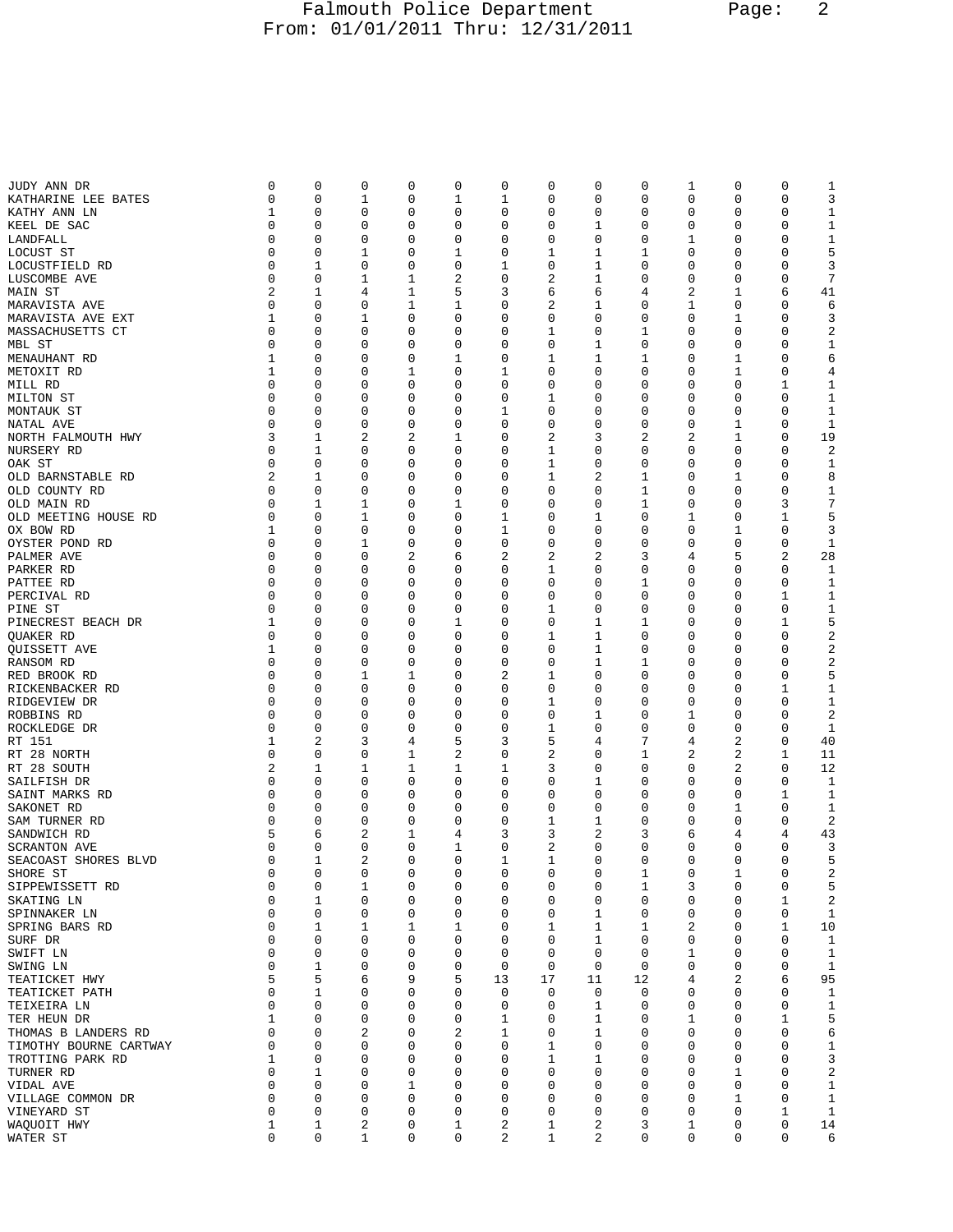| Street | | | | | | | | | | | | | Total |
|---|---|---|---|---|---|---|---|---|---|---|---|---|---|
| JUDY ANN DR | 0 | 0 | 0 | 0 | 0 | 0 | 0 | 0 | 0 | 1 | 0 | 0 | 1 |
| KATHARINE LEE BATES | 0 | 0 | 1 | 0 | 1 | 1 | 0 | 0 | 0 | 0 | 0 | 0 | 3 |
| KATHY ANN LN | 1 | 0 | 0 | 0 | 0 | 0 | 0 | 0 | 0 | 0 | 0 | 0 | 1 |
| KEEL DE SAC | 0 | 0 | 0 | 0 | 0 | 0 | 0 | 1 | 0 | 0 | 0 | 0 | 1 |
| LANDFALL | 0 | 0 | 0 | 0 | 0 | 0 | 0 | 0 | 0 | 1 | 0 | 0 | 1 |
| LOCUST ST | 0 | 0 | 1 | 0 | 1 | 0 | 1 | 1 | 1 | 0 | 0 | 0 | 5 |
| LOCUSTFIELD RD | 0 | 1 | 0 | 0 | 0 | 1 | 0 | 1 | 0 | 0 | 0 | 0 | 3 |
| LUSCOMBE AVE | 0 | 0 | 1 | 1 | 2 | 0 | 2 | 1 | 0 | 0 | 0 | 0 | 7 |
| MAIN ST | 2 | 1 | 4 | 1 | 5 | 3 | 6 | 6 | 4 | 2 | 1 | 6 | 41 |
| MARAVISTA AVE | 0 | 0 | 0 | 1 | 1 | 0 | 2 | 1 | 0 | 1 | 0 | 0 | 6 |
| MARAVISTA AVE EXT | 1 | 0 | 1 | 0 | 0 | 0 | 0 | 0 | 0 | 0 | 1 | 0 | 3 |
| MASSACHUSETTS CT | 0 | 0 | 0 | 0 | 0 | 0 | 1 | 0 | 1 | 0 | 0 | 0 | 2 |
| MBL ST | 0 | 0 | 0 | 0 | 0 | 0 | 0 | 1 | 0 | 0 | 0 | 0 | 1 |
| MENAUHANT RD | 1 | 0 | 0 | 0 | 1 | 0 | 1 | 1 | 1 | 0 | 1 | 0 | 6 |
| METOXIT RD | 1 | 0 | 0 | 1 | 0 | 1 | 0 | 0 | 0 | 0 | 1 | 0 | 4 |
| MILL RD | 0 | 0 | 0 | 0 | 0 | 0 | 0 | 0 | 0 | 0 | 0 | 1 | 1 |
| MILTON ST | 0 | 0 | 0 | 0 | 0 | 0 | 1 | 0 | 0 | 0 | 0 | 0 | 1 |
| MONTAUK ST | 0 | 0 | 0 | 0 | 0 | 1 | 0 | 0 | 0 | 0 | 0 | 0 | 1 |
| NATAL AVE | 0 | 0 | 0 | 0 | 0 | 0 | 0 | 0 | 0 | 0 | 1 | 0 | 1 |
| NORTH FALMOUTH HWY | 3 | 1 | 2 | 2 | 1 | 0 | 2 | 3 | 2 | 2 | 1 | 0 | 19 |
| NURSERY RD | 0 | 1 | 0 | 0 | 0 | 0 | 1 | 0 | 0 | 0 | 0 | 0 | 2 |
| OAK ST | 0 | 0 | 0 | 0 | 0 | 0 | 1 | 0 | 0 | 0 | 0 | 0 | 1 |
| OLD BARNSTABLE RD | 2 | 1 | 0 | 0 | 0 | 0 | 1 | 2 | 1 | 0 | 1 | 0 | 8 |
| OLD COUNTY RD | 0 | 0 | 0 | 0 | 0 | 0 | 0 | 0 | 1 | 0 | 0 | 0 | 1 |
| OLD MAIN RD | 0 | 1 | 1 | 0 | 1 | 0 | 0 | 0 | 1 | 0 | 0 | 3 | 7 |
| OLD MEETING HOUSE RD | 0 | 0 | 1 | 0 | 0 | 1 | 0 | 1 | 0 | 1 | 0 | 1 | 5 |
| OX BOW RD | 1 | 0 | 0 | 0 | 0 | 1 | 0 | 0 | 0 | 0 | 1 | 0 | 3 |
| OYSTER POND RD | 0 | 0 | 1 | 0 | 0 | 0 | 0 | 0 | 0 | 0 | 0 | 0 | 1 |
| PALMER AVE | 0 | 0 | 0 | 2 | 6 | 2 | 2 | 2 | 3 | 4 | 5 | 2 | 28 |
| PARKER RD | 0 | 0 | 0 | 0 | 0 | 0 | 1 | 0 | 0 | 0 | 0 | 0 | 1 |
| PATTEE RD | 0 | 0 | 0 | 0 | 0 | 0 | 0 | 0 | 1 | 0 | 0 | 0 | 1 |
| PERCIVAL RD | 0 | 0 | 0 | 0 | 0 | 0 | 0 | 0 | 0 | 0 | 0 | 1 | 1 |
| PINE ST | 0 | 0 | 0 | 0 | 0 | 0 | 1 | 0 | 0 | 0 | 0 | 0 | 1 |
| PINECREST BEACH DR | 1 | 0 | 0 | 0 | 1 | 0 | 0 | 1 | 1 | 0 | 0 | 1 | 5 |
| QUAKER RD | 0 | 0 | 0 | 0 | 0 | 0 | 1 | 1 | 0 | 0 | 0 | 0 | 2 |
| QUISSETT AVE | 1 | 0 | 0 | 0 | 0 | 0 | 0 | 1 | 0 | 0 | 0 | 0 | 2 |
| RANSOM RD | 0 | 0 | 0 | 0 | 0 | 0 | 0 | 1 | 1 | 0 | 0 | 0 | 2 |
| RED BROOK RD | 0 | 0 | 1 | 1 | 0 | 2 | 1 | 0 | 0 | 0 | 0 | 0 | 5 |
| RICKENBACKER RD | 0 | 0 | 0 | 0 | 0 | 0 | 0 | 0 | 0 | 0 | 0 | 1 | 1 |
| RIDGEVIEW DR | 0 | 0 | 0 | 0 | 0 | 0 | 1 | 0 | 0 | 0 | 0 | 0 | 1 |
| ROBBINS RD | 0 | 0 | 0 | 0 | 0 | 0 | 0 | 1 | 0 | 1 | 0 | 0 | 2 |
| ROCKLEDGE DR | 0 | 0 | 0 | 0 | 0 | 0 | 1 | 0 | 0 | 0 | 0 | 0 | 1 |
| RT 151 | 1 | 2 | 3 | 4 | 5 | 3 | 5 | 4 | 7 | 4 | 2 | 0 | 40 |
| RT 28 NORTH | 0 | 0 | 0 | 1 | 2 | 0 | 2 | 0 | 1 | 2 | 2 | 1 | 11 |
| RT 28 SOUTH | 2 | 1 | 1 | 1 | 1 | 1 | 3 | 0 | 0 | 0 | 2 | 0 | 12 |
| SAILFISH DR | 0 | 0 | 0 | 0 | 0 | 0 | 0 | 1 | 0 | 0 | 0 | 0 | 1 |
| SAINT MARKS RD | 0 | 0 | 0 | 0 | 0 | 0 | 0 | 0 | 0 | 0 | 0 | 1 | 1 |
| SAKONET RD | 0 | 0 | 0 | 0 | 0 | 0 | 0 | 0 | 0 | 0 | 1 | 0 | 1 |
| SAM TURNER RD | 0 | 0 | 0 | 0 | 0 | 0 | 1 | 1 | 0 | 0 | 0 | 0 | 2 |
| SANDWICH RD | 5 | 6 | 2 | 1 | 4 | 3 | 3 | 2 | 3 | 6 | 4 | 4 | 43 |
| SCRANTON AVE | 0 | 0 | 0 | 0 | 1 | 0 | 2 | 0 | 0 | 0 | 0 | 0 | 3 |
| SEACOAST SHORES BLVD | 0 | 1 | 2 | 0 | 0 | 1 | 1 | 0 | 0 | 0 | 0 | 0 | 5 |
| SHORE ST | 0 | 0 | 0 | 0 | 0 | 0 | 0 | 0 | 1 | 0 | 1 | 0 | 2 |
| SIPPEWISSETT RD | 0 | 0 | 1 | 0 | 0 | 0 | 0 | 0 | 1 | 3 | 0 | 0 | 5 |
| SKATING LN | 0 | 1 | 0 | 0 | 0 | 0 | 0 | 0 | 0 | 0 | 0 | 1 | 2 |
| SPINNAKER LN | 0 | 0 | 0 | 0 | 0 | 0 | 0 | 1 | 0 | 0 | 0 | 0 | 1 |
| SPRING BARS RD | 0 | 1 | 1 | 1 | 1 | 0 | 1 | 1 | 1 | 2 | 0 | 1 | 10 |
| SURF DR | 0 | 0 | 0 | 0 | 0 | 0 | 0 | 1 | 0 | 0 | 0 | 0 | 1 |
| SWIFT LN | 0 | 0 | 0 | 0 | 0 | 0 | 0 | 0 | 0 | 1 | 0 | 0 | 1 |
| SWING LN | 0 | 1 | 0 | 0 | 0 | 0 | 0 | 0 | 0 | 0 | 0 | 0 | 1 |
| TEATICKET HWY | 5 | 5 | 6 | 9 | 5 | 13 | 17 | 11 | 12 | 4 | 2 | 6 | 95 |
| TEATICKET PATH | 0 | 1 | 0 | 0 | 0 | 0 | 0 | 0 | 0 | 0 | 0 | 0 | 1 |
| TEIXEIRA LN | 0 | 0 | 0 | 0 | 0 | 0 | 0 | 1 | 0 | 0 | 0 | 0 | 1 |
| TER HEUN DR | 1 | 0 | 0 | 0 | 0 | 1 | 0 | 1 | 0 | 1 | 0 | 1 | 5 |
| THOMAS B LANDERS RD | 0 | 0 | 2 | 0 | 2 | 1 | 0 | 1 | 0 | 0 | 0 | 0 | 6 |
| TIMOTHY BOURNE CARTWAY | 0 | 0 | 0 | 0 | 0 | 0 | 1 | 0 | 0 | 0 | 0 | 0 | 1 |
| TROTTING PARK RD | 1 | 0 | 0 | 0 | 0 | 0 | 1 | 1 | 0 | 0 | 0 | 0 | 3 |
| TURNER RD | 0 | 1 | 0 | 0 | 0 | 0 | 0 | 0 | 0 | 0 | 1 | 0 | 2 |
| VIDAL AVE | 0 | 0 | 0 | 1 | 0 | 0 | 0 | 0 | 0 | 0 | 0 | 0 | 1 |
| VILLAGE COMMON DR | 0 | 0 | 0 | 0 | 0 | 0 | 0 | 0 | 0 | 0 | 1 | 0 | 1 |
| VINEYARD ST | 0 | 0 | 0 | 0 | 0 | 0 | 0 | 0 | 0 | 0 | 0 | 1 | 1 |
| WAQUOIT HWY | 1 | 1 | 2 | 0 | 1 | 2 | 1 | 2 | 3 | 1 | 0 | 0 | 14 |
| WATER ST | 0 | 0 | 1 | 0 | 0 | 2 | 1 | 2 | 0 | 0 | 0 | 0 | 6 |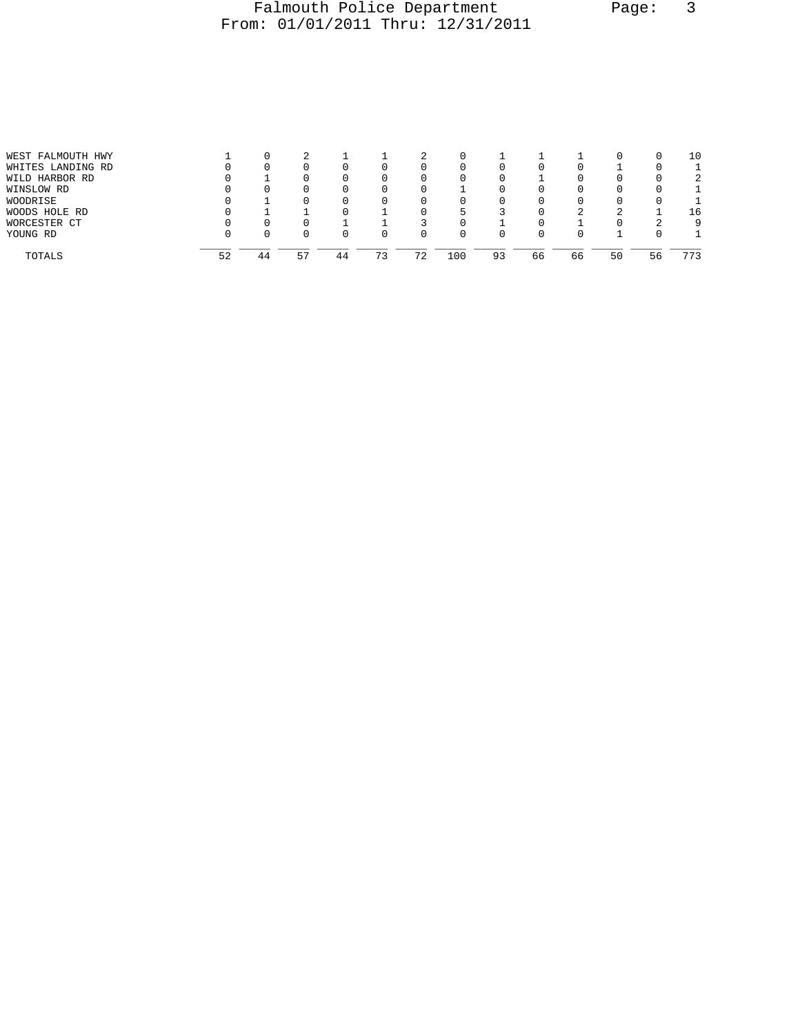| | | | | | | | | | | | | | |
|---|---|---|---|---|---|---|---|---|---|---|---|---|---|
| WEST FALMOUTH HWY | 1 | 0 | 2 | 1 | 1 | 2 | 0 | 1 | 1 | 1 | 0 | 0 | 10 |
| WHITES LANDING RD | 0 | 0 | 0 | 0 | 0 | 0 | 0 | 0 | 0 | 0 | 1 | 0 | 1 |
| WILD HARBOR RD | 0 | 1 | 0 | 0 | 0 | 0 | 0 | 0 | 1 | 0 | 0 | 0 | 2 |
| WINSLOW RD | 0 | 0 | 0 | 0 | 0 | 0 | 1 | 0 | 0 | 0 | 0 | 0 | 1 |
| WOODRISE | 0 | 1 | 0 | 0 | 0 | 0 | 0 | 0 | 0 | 0 | 0 | 0 | 1 |
| WOODS HOLE RD | 0 | 1 | 1 | 0 | 1 | 0 | 5 | 3 | 0 | 2 | 2 | 1 | 16 |
| WORCESTER CT | 0 | 0 | 0 | 1 | 1 | 3 | 0 | 1 | 0 | 1 | 0 | 2 | 9 |
| YOUNG RD | 0 | 0 | 0 | 0 | 0 | 0 | 0 | 0 | 0 | 0 | 1 | 0 | 1 |
| TOTALS | 52 | 44 | 57 | 44 | 73 | 72 | 100 | 93 | 66 | 66 | 50 | 56 | 773 |